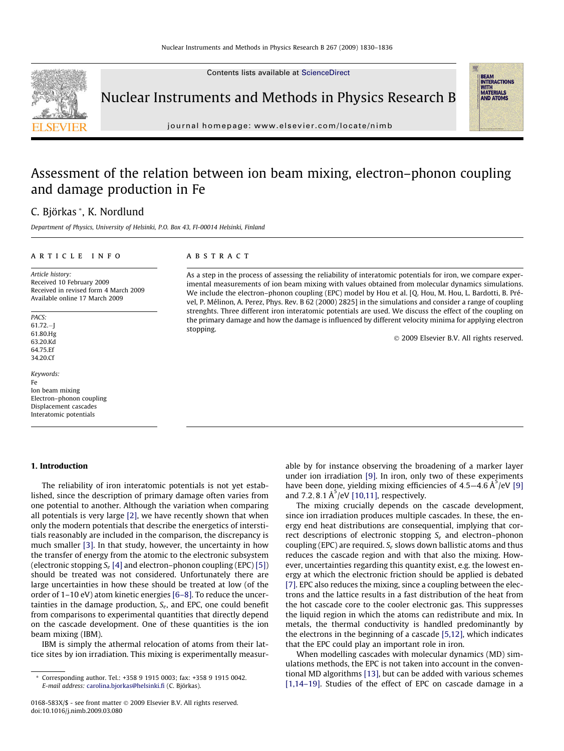# Assessment of the relation between ion beam mixing, electron–phonon coupling and damage production in Fe

C. Björkas *, K. Nordlund

*Department of Physics, University of Helsinki, P.O. Box 43, FI-00014 Helsinki, Finland*

## ARTICLE INFO

*Article history:*
Received 10 February 2009
Received in revised form 4 March 2009
Available online 17 March 2009

*PACS:*
61.72.−J
61.80.Hg
63.20.Kd
64.75.Ef
34.20.Cf

*Keywords:*
Fe
Ion beam mixing
Electron–phonon coupling
Displacement cascades
Interatomic potentials

## ABSTRACT

As a step in the process of assessing the reliability of interatomic potentials for iron, we compare experimental measurements of ion beam mixing with values obtained from molecular dynamics simulations. We include the electron–phonon coupling (EPC) model by Hou et al. [Q. Hou, M. Hou, L. Bardotti, B. Prével, P. Mélinon, A. Perez, Phys. Rev. B 62 (2000) 2825] in the simulations and consider a range of coupling strenghts. Three different iron interatomic potentials are used. We discuss the effect of the coupling on the primary damage and how the damage is influenced by different velocity minima for applying electron stopping.

© 2009 Elsevier B.V. All rights reserved.

## 1. Introduction

The reliability of iron interatomic potentials is not yet established, since the description of primary damage often varies from one potential to another. Although the variation when comparing all potentials is very large [2], we have recently shown that when only the modern potentials that describe the energetics of interstitials reasonably are included in the comparison, the discrepancy is much smaller [3]. In that study, however, the uncertainty in how the transfer of energy from the atomic to the electronic subsystem (electronic stopping $S_e$ [4] and electron–phonon coupling (EPC) [5]) should be treated was not considered. Unfortunately there are large uncertainties in how these should be treated at low (of the order of 1–10 eV) atom kinetic energies [6–8]. To reduce the uncertainties in the damage production, $S_e$, and EPC, one could benefit from comparisons to experimental quantities that directly depend on the cascade development. One of these quantities is the ion beam mixing (IBM).

IBM is simply the athermal relocation of atoms from their lattice sites by ion irradiation. This mixing is experimentally measurable by for instance observing the broadening of a marker layer under ion irradiation [9]. In iron, only two of these experiments have been done, yielding mixing efficiencies of 4.5−4.6 $\text{Å}^5$/eV [9] and 7.2, 8.1 $\text{Å}^5$/eV [10,11], respectively.

The mixing crucially depends on the cascade development, since ion irradiation produces multiple cascades. In these, the energy end heat distributions are consequential, implying that correct descriptions of electronic stopping $S_e$ and electron–phonon coupling (EPC) are required. $S_e$ slows down ballistic atoms and thus reduces the cascade region and with that also the mixing. However, uncertainties regarding this quantity exist, e.g. the lowest energy at which the electronic friction should be applied is debated [7]. EPC also reduces the mixing, since a coupling between the electrons and the lattice results in a fast distribution of the heat from the hot cascade core to the cooler electronic gas. This suppresses the liquid region in which the atoms can redistribute and mix. In metals, the thermal conductivity is handled predominantly by the electrons in the beginning of a cascade [5,12], which indicates that the EPC could play an important role in iron.

When modelling cascades with molecular dynamics (MD) simulations methods, the EPC is not taken into account in the conventional MD algorithms [13], but can be added with various schemes [1,14–19]. Studies of the effect of EPC on cascade damage in a

* Corresponding author. Tel.: +358 9 1915 0003; fax: +358 9 1915 0042.
*E-mail address:* carolina.bjorkas@helsinki.fi (C. Björkas).

0168-583X/$ - see front matter © 2009 Elsevier B.V. All rights reserved.
doi:10.1016/j.nimb.2009.03.080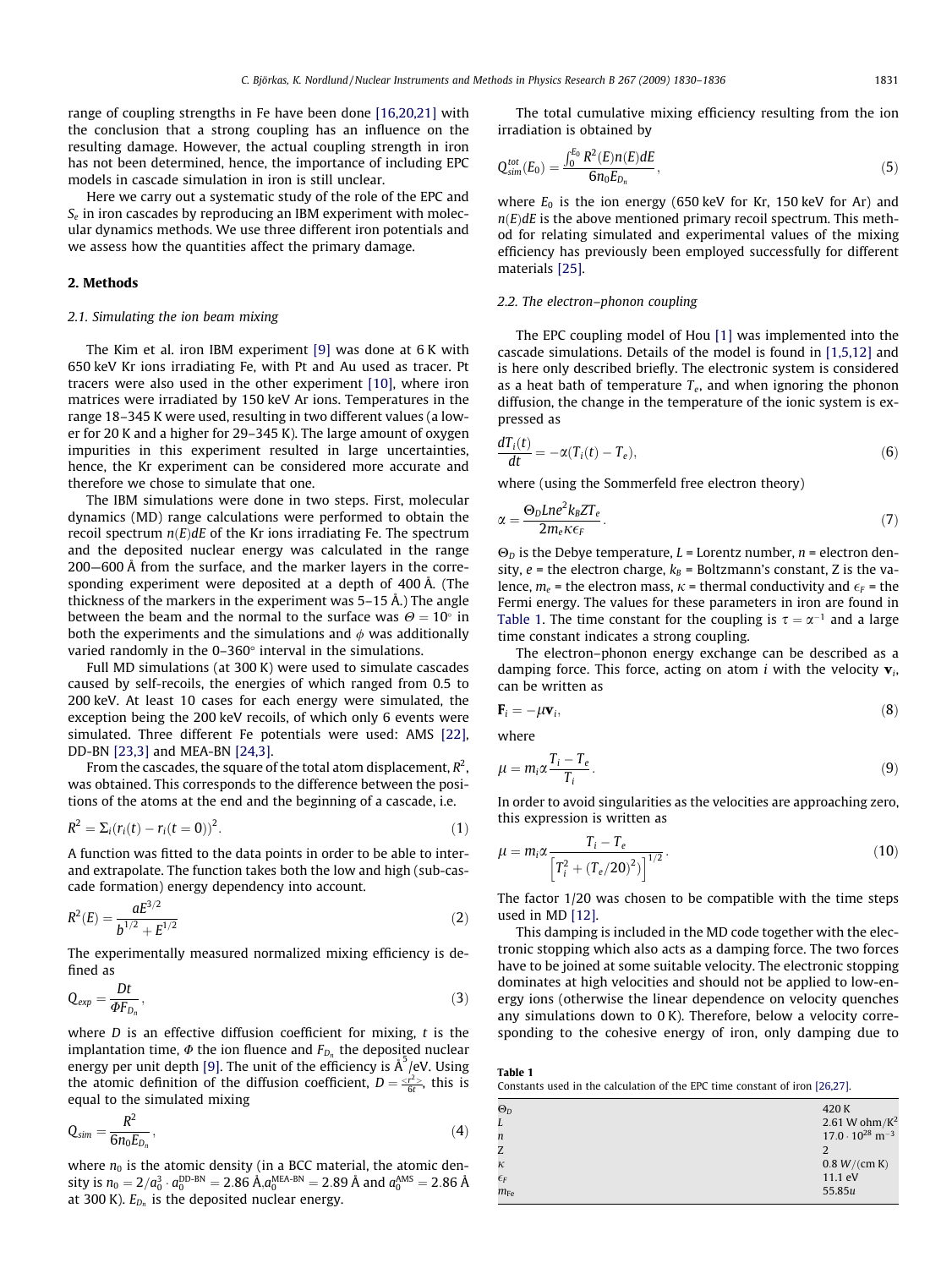range of coupling strengths in Fe have been done [16,20,21] with the conclusion that a strong coupling has an influence on the resulting damage. However, the actual coupling strength in iron has not been determined, hence, the importance of including EPC models in cascade simulation in iron is still unclear.

Here we carry out a systematic study of the role of the EPC and $S_e$ in iron cascades by reproducing an IBM experiment with molecular dynamics methods. We use three different iron potentials and we assess how the quantities affect the primary damage.

## 2. Methods

### 2.1. Simulating the ion beam mixing

The Kim et al. iron IBM experiment [9] was done at 6 K with 650 keV Kr ions irradiating Fe, with Pt and Au used as tracer. Pt tracers were also used in the other experiment [10], where iron matrices were irradiated by 150 keV Ar ions. Temperatures in the range 18–345 K were used, resulting in two different values (a lower for 20 K and a higher for 29–345 K). The large amount of oxygen impurities in this experiment resulted in large uncertainties, hence, the Kr experiment can be considered more accurate and therefore we chose to simulate that one.

The IBM simulations were done in two steps. First, molecular dynamics (MD) range calculations were performed to obtain the recoil spectrum $n(E)dE$ of the Kr ions irradiating Fe. The spectrum and the deposited nuclear energy was calculated in the range 200−600 Å from the surface, and the marker layers in the corresponding experiment were deposited at a depth of 400 Å. (The thickness of the markers in the experiment was 5–15 Å.) The angle between the beam and the normal to the surface was $\Theta = 10^{\circ}$ in both the experiments and the simulations and $\phi$ was additionally varied randomly in the 0–360° interval in the simulations.

Full MD simulations (at 300 K) were used to simulate cascades caused by self-recoils, the energies of which ranged from 0.5 to 200 keV. At least 10 cases for each energy were simulated, the exception being the 200 keV recoils, of which only 6 events were simulated. Three different Fe potentials were used: AMS [22], DD-BN [23,3] and MEA-BN [24,3].

From the cascades, the square of the total atom displacement, $R^2$, was obtained. This corresponds to the difference between the positions of the atoms at the end and the beginning of a cascade, i.e.

$$R^2 = \Sigma_i (r_i(t) - r_i(t = 0))^2. \tag{1}$$

A function was fitted to the data points in order to be able to inter- and extrapolate. The function takes both the low and high (sub-cascade formation) energy dependency into account.

$$R^2(E) = \frac{aE^{3/2}}{b^{1/2} + E^{1/2}} \tag{2}$$

The experimentally measured normalized mixing efficiency is defined as

$$Q_{exp} = \frac{Dt}{\Phi F_{D_n}}, \tag{3}$$

where $D$ is an effective diffusion coefficient for mixing, $t$ is the implantation time, $\Phi$ the ion fluence and $F_{D_n}$ the deposited nuclear energy per unit depth [9]. The unit of the efficiency is Å$^5$/eV. Using the atomic definition of the diffusion coefficient, $D = \frac{<r^2>}{6t}$, this is equal to the simulated mixing

$$Q_{sim} = \frac{R^2}{6 n_0 E_{D_n}}, \tag{4}$$

where $n_0$ is the atomic density (in a BCC material, the atomic density is $n_0 = 2/a_0^3 \cdot a_0^{\text{DD-BN}} = 2.86$ Å,$a_0^{\text{MEA-BN}} = 2.89$ Å and $a_0^{\text{AMS}} = 2.86$ Å at 300 K). $E_{D_n}$ is the deposited nuclear energy.

The total cumulative mixing efficiency resulting from the ion irradiation is obtained by

$$Q_{sim}^{tot}(E_0) = \frac{\int_0^{E_0} R^2(E) n(E) dE}{6 n_0 E_{D_n}}, \tag{5}$$

where $E_0$ is the ion energy (650 keV for Kr, 150 keV for Ar) and $n(E)dE$ is the above mentioned primary recoil spectrum. This method for relating simulated and experimental values of the mixing efficiency has previously been employed successfully for different materials [25].

### 2.2. The electron–phonon coupling

The EPC coupling model of Hou [1] was implemented into the cascade simulations. Details of the model is found in [1,5,12] and is here only described briefly. The electronic system is considered as a heat bath of temperature $T_e$, and when ignoring the phonon diffusion, the change in the temperature of the ionic system is expressed as

$$\frac{dT_i(t)}{dt} = -\alpha (T_i(t) - T_e), \tag{6}$$

where (using the Sommerfeld free electron theory)

$$\alpha = \frac{\Theta_D L n e^2 k_B Z T_e}{2 m_e \kappa \epsilon_F}. \tag{7}$$

$\Theta_D$ is the Debye temperature, $L$ = Lorentz number, $n$ = electron density, $e$ = the electron charge, $k_B$ = Boltzmann's constant, Z is the valence, $m_e$ = the electron mass, $\kappa$ = thermal conductivity and $\epsilon_F$ = the Fermi energy. The values for these parameters in iron are found in Table 1. The time constant for the coupling is $\tau = \alpha^{-1}$ and a large time constant indicates a strong coupling.

The electron–phonon energy exchange can be described as a damping force. This force, acting on atom $i$ with the velocity $\mathbf{v}_i$, can be written as

$$\mathbf{F}_i = -\mu \mathbf{v}_i, \tag{8}$$

where

$$\mu = m_i \alpha \frac{T_i - T_e}{T_i}. \tag{9}$$

In order to avoid singularities as the velocities are approaching zero, this expression is written as

$$\mu = m_i \alpha \frac{T_i - T_e}{\left[T_i^2 + (T_e/20)^2\right]^{1/2}}. \tag{10}$$

The factor 1/20 was chosen to be compatible with the time steps used in MD [12].

This damping is included in the MD code together with the electronic stopping which also acts as a damping force. The two forces have to be joined at some suitable velocity. The electronic stopping dominates at high velocities and should not be applied to low-energy ions (otherwise the linear dependence on velocity quenches any simulations down to 0 K). Therefore, below a velocity corresponding to the cohesive energy of iron, only damping due to

**Table 1**
Constants used in the calculation of the EPC time constant of iron [26,27].

| | |
|---|---|
| $\Theta_D$ | 420 K |
| $L$ | 2.61 W ohm/K$^2$ |
| $n$ | $17.0 \cdot 10^{28}$ m$^{-3}$ |
| Z | 2 |
| $\kappa$ | 0.8 $W/(\text{cm K})$ |
| $\epsilon_F$ | 11.1 eV |
| $m_{\text{Fe}}$ | 55.85$u$ |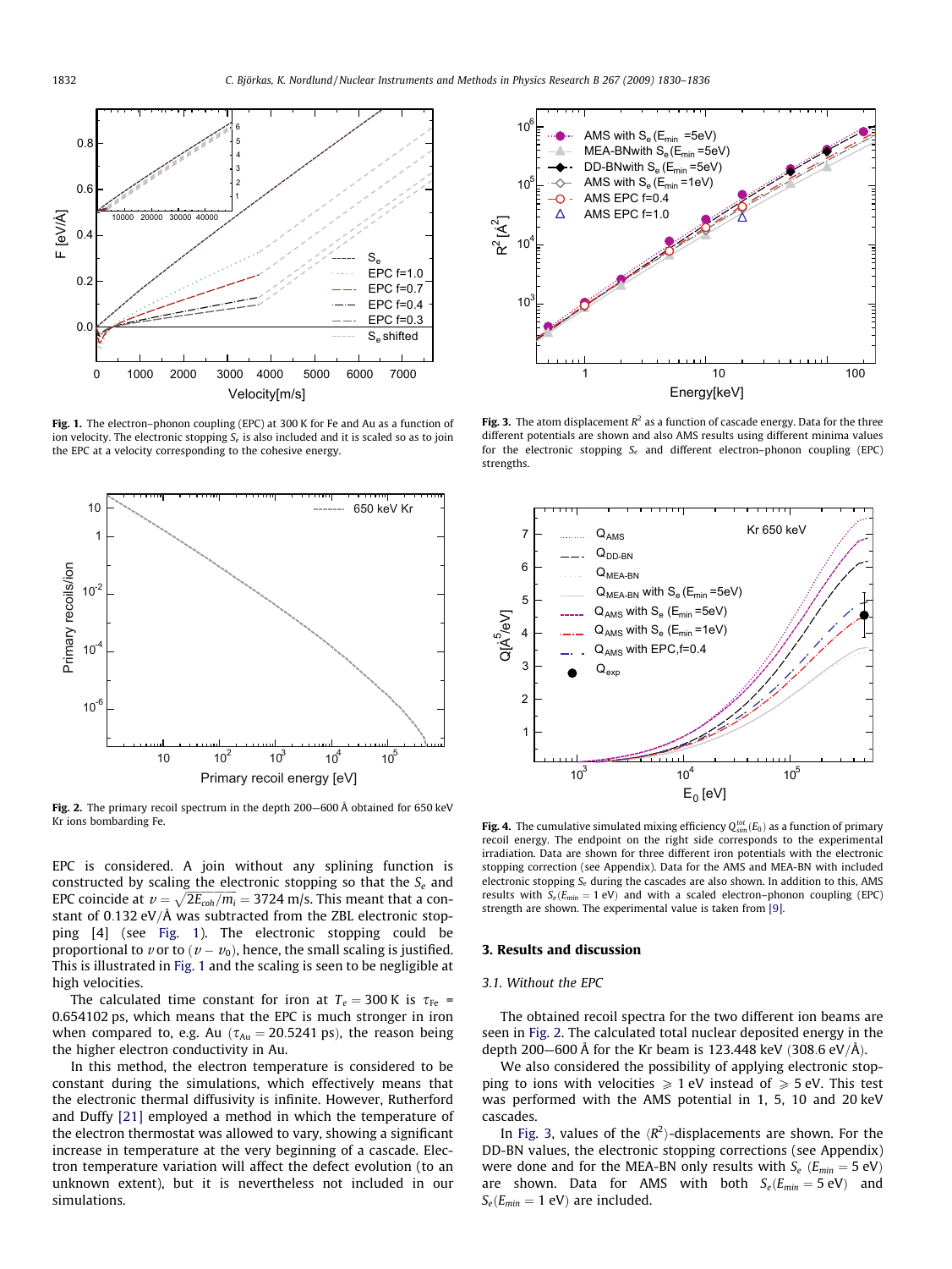Fig. 1. The electron–phonon coupling (EPC) at 300 K for Fe and Au as a function of ion velocity. The electronic stopping $S_e$ is also included and it is scaled so as to join the EPC at a velocity corresponding to the cohesive energy.

Fig. 2. The primary recoil spectrum in the depth 200–600 Å obtained for 650 keV Kr ions bombarding Fe.

EPC is considered. A join without any splining function is constructed by scaling the electronic stopping so that the $S_e$ and EPC coincide at $v = \sqrt{2E_{coh}/m_i} = 3724$ m/s. This meant that a constant of 0.132 eV/Å was subtracted from the ZBL electronic stopping [4] (see Fig. 1). The electronic stopping could be proportional to $v$ or to $(v - v_0)$, hence, the small scaling is justified. This is illustrated in Fig. 1 and the scaling is seen to be negligible at high velocities.

The calculated time constant for iron at $T_e = 300$ K is $\tau_{Fe}$ = 0.654102 ps, which means that the EPC is much stronger in iron when compared to, e.g. Au ($\tau_{Au} = 20.5241$ ps), the reason being the higher electron conductivity in Au.

In this method, the electron temperature is considered to be constant during the simulations, which effectively means that the electronic thermal diffusivity is infinite. However, Rutherford and Duffy [21] employed a method in which the temperature of the electron thermostat was allowed to vary, showing a significant increase in temperature at the very beginning of a cascade. Electron temperature variation will affect the defect evolution (to an unknown extent), but it is nevertheless not included in our simulations.

Fig. 3. The atom displacement $R^2$ as a function of cascade energy. Data for the three different potentials are shown and also AMS results using different minima values for the electronic stopping $S_e$ and different electron–phonon coupling (EPC) strengths.

Fig. 4. The cumulative simulated mixing efficiency $Q_{sim}^{tot}(E_0)$ as a function of primary recoil energy. The endpoint on the right side corresponds to the experimental irradiation. Data are shown for three different iron potentials with the electronic stopping correction (see Appendix). Data for the AMS and MEA-BN with included electronic stopping $S_e$ during the cascades are also shown. In addition to this, AMS results with $S_e(E_{min} = 1$ eV) and with a scaled electron–phonon coupling (EPC) strength are shown. The experimental value is taken from [9].

## 3. Results and discussion

### 3.1. Without the EPC

The obtained recoil spectra for the two different ion beams are seen in Fig. 2. The calculated total nuclear deposited energy in the depth 200—600 Å for the Kr beam is 123.448 keV (308.6 eV/Å).

We also considered the possibility of applying electronic stopping to ions with velocities $\geqslant$ 1 eV instead of $\geqslant$ 5 eV. This test was performed with the AMS potential in 1, 5, 10 and 20 keV cascades.

In Fig. 3, values of the $\langle R^2 \rangle$-displacements are shown. For the DD-BN values, the electronic stopping corrections (see Appendix) were done and for the MEA-BN only results with $S_e$ ($E_{min} = 5$ eV) are shown. Data for AMS with both $S_e(E_{min} = 5$ eV) and $S_e(E_{min} = 1$ eV) are included.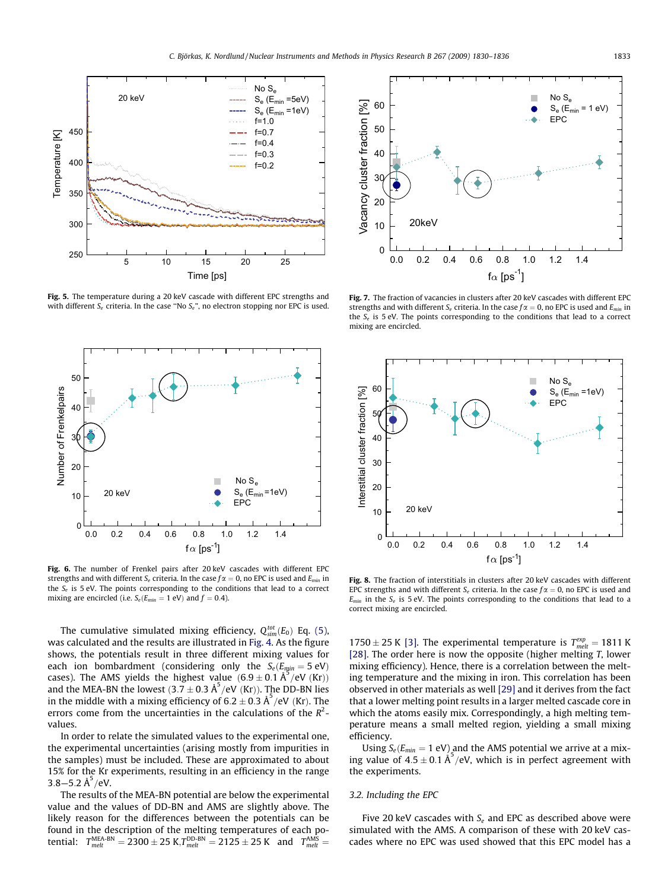**Fig. 5.** The temperature during a 20 keV cascade with different EPC strengths and with different $S_e$ criteria. In the case "No $S_e$", no electron stopping nor EPC is used.

**Fig. 7.** The fraction of vacancies in clusters after 20 keV cascades with different EPC strengths and with different $S_e$ criteria. In the case $f\alpha = 0$, no EPC is used and $E_{min}$ in the $S_e$ is 5 eV. The points corresponding to the conditions that lead to a correct mixing are encircled.

**Fig. 6.** The number of Frenkel pairs after 20 keV cascades with different EPC strengths and with different $S_e$ criteria. In the case $f\alpha = 0$, no EPC is used and $E_{min}$ in the $S_e$ is 5 eV. The points corresponding to the conditions that lead to a correct mixing are encircled (i.e. $S_e(E_{min} = 1\text{ eV})$ and $f = 0.4$).

**Fig. 8.** The fraction of interstitials in clusters after 20 keV cascades with different EPC strengths and with different $S_e$ criteria. In the case $f\alpha = 0$, no EPC is used and $E_{min}$ in the $S_e$ is 5 eV. The points corresponding to the conditions that lead to a correct mixing are encircled.

The cumulative simulated mixing efficiency, $Q_{sim}^{tot}(E_0)$ Eq. (5), was calculated and the results are illustrated in Fig. 4. As the figure shows, the potentials result in three different mixing values for each ion bombardment (considering only the $S_e(E_{min} = 5\text{ eV})$ cases). The AMS yields the highest value ($6.9 \pm 0.1\text{ Å}^5/\text{eV}$ (Kr)) and the MEA-BN the lowest ($3.7 \pm 0.3\text{ Å}^5/\text{eV}$ (Kr)). The DD-BN lies in the middle with a mixing efficiency of $6.2 \pm 0.3\text{ Å}^5/\text{eV}$ (Kr). The errors come from the uncertainties in the calculations of the $R^2$-values.

In order to relate the simulated values to the experimental one, the experimental uncertainties (arising mostly from impurities in the samples) must be included. These are approximated to about 15% for the Kr experiments, resulting in an efficiency in the range $3.8\text{–}5.2\text{ Å}^5/\text{eV}$.

The results of the MEA-BN potential are below the experimental value and the values of DD-BN and AMS are slightly above. The likely reason for the differences between the potentials can be found in the description of the melting temperatures of each potential: $T_{melt}^{MEA\text{-}BN} = 2300 \pm 25\text{ K}$, $T_{melt}^{DD\text{-}BN} = 2125 \pm 25\text{ K}$ and $T_{melt}^{AMS} = 1750 \pm 25\text{ K}$ [3]. The experimental temperature is $T_{melt}^{exp} = 1811\text{ K}$ [28]. The order here is now the opposite (higher melting $T$, lower mixing efficiency). Hence, there is a correlation between the melting temperature and the mixing in iron. This correlation has been observed in other materials as well [29] and it derives from the fact that a lower melting point results in a larger melted cascade core in which the atoms easily mix. Correspondingly, a high melting temperature means a small melted region, yielding a small mixing efficiency.

Using $S_e(E_{min} = 1\text{ eV})$ and the AMS potential we arrive at a mixing value of $4.5 \pm 0.1\text{ Å}^5/\text{eV}$, which is in perfect agreement with the experiments.

### 3.2. Including the EPC

Five 20 keV cascades with $S_e$ and EPC as described above were simulated with the AMS. A comparison of these with 20 keV cascades where no EPC was used showed that this EPC model has a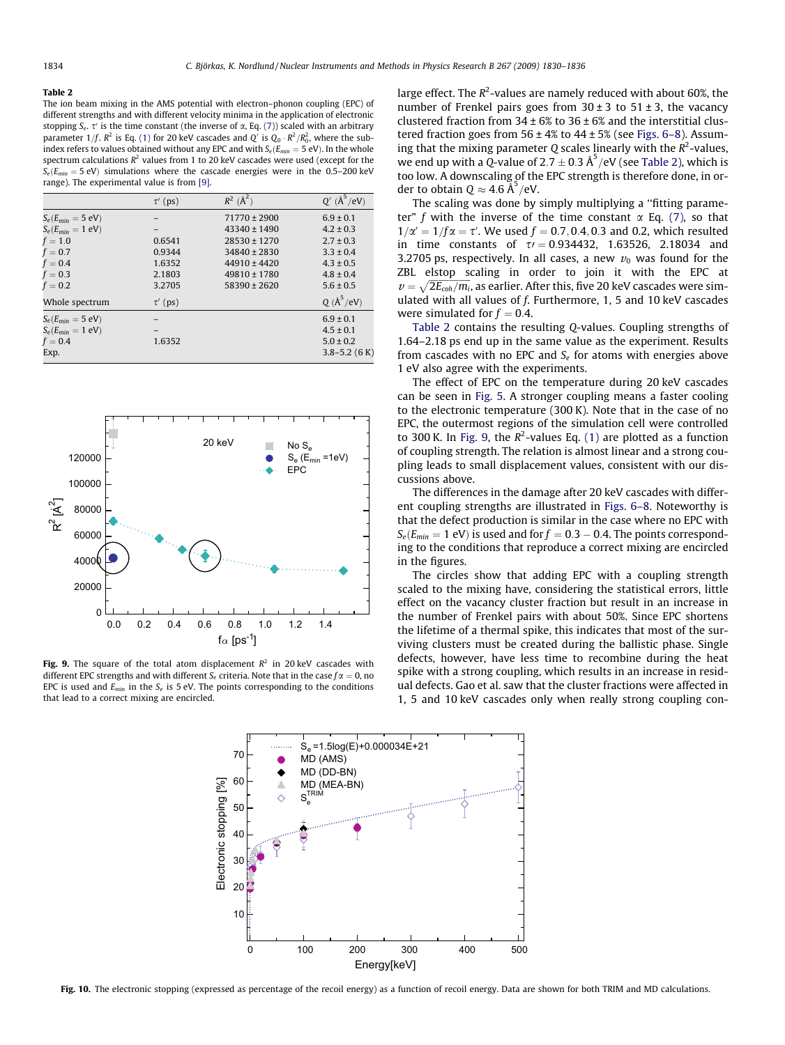**Table 2**

The ion beam mixing in the AMS potential with electron–phonon coupling (EPC) of different strengths and with different velocity minima in the application of electronic stopping $S_e$. $\tau'$ is the time constant (the inverse of $\alpha$, Eq. (7)) scaled with an arbitrary parameter $1/f$. $R^2$ is Eq. (1) for 20 keV cascades and $Q'$ is $Q_0 \cdot R^2/R_0^2$, where the sub-index refers to values obtained without any EPC and with $S_e(E_{min} = 5$ eV). In the whole spectrum calculations $R^2$ values from 1 to 20 keV cascades were used (except for the $S_e(E_{min} = 5$ eV) simulations where the cascade energies were in the 0.5–200 keV range). The experimental value is from [9].

| | $\tau'$ (ps) | $R^2$ (Å$^2$) | $Q'$ (Å$^5$/eV) |
|---|---|---|---|
| $S_e(E_{min} = 5$ eV) | – | 71770 ± 2900 | 6.9 ± 0.1 |
| $S_e(E_{min} = 1$ eV) | – | 43340 ± 1490 | 4.2 ± 0.3 |
| $f = 1.0$ | 0.6541 | 28530 ± 1270 | 2.7 ± 0.3 |
| $f = 0.7$ | 0.9344 | 34840 ± 2830 | 3.3 ± 0.4 |
| $f = 0.4$ | 1.6352 | 44910 ± 4420 | 4.3 ± 0.5 |
| $f = 0.3$ | 2.1803 | 49810 ± 1780 | 4.8 ± 0.4 |
| $f = 0.2$ | 3.2705 | 58390 ± 2620 | 5.6 ± 0.5 |
| Whole spectrum | $\tau'$ (ps) | | $Q$ (Å$^5$/eV) |
| $S_e(E_{min} = 5$ eV) | – | | 6.9 ± 0.1 |
| $S_e(E_{min} = 1$ eV) | – | | 4.5 ± 0.1 |
| $f = 0.4$ | 1.6352 | | 5.0 ± 0.2 |
| Exp. | | | 3.8–5.2 (6 K) |

**Fig. 9.** The square of the total atom displacement $R^2$ in 20 keV cascades with different EPC strengths and with different $S_e$ criteria. Note that in the case $f\alpha = 0$, no EPC is used and $E_{min}$ in the $S_e$ is 5 eV. The points corresponding to the conditions that lead to a correct mixing are encircled.

large effect. The $R^2$-values are namely reduced with about 60%, the number of Frenkel pairs goes from 30 ± 3 to 51 ± 3, the vacancy clustered fraction from 34 ± 6% to 36 ± 6% and the interstitial clustered fraction goes from 56 ± 4% to 44 ± 5% (see Figs. 6–8). Assuming that the mixing parameter $Q$ scales linearly with the $R^2$-values, we end up with a $Q$-value of $2.7 \pm 0.3$ Å$^5$/eV (see Table 2), which is too low. A downscaling of the EPC strength is therefore done, in order to obtain $Q \approx 4.6$ Å$^5$/eV.

The scaling was done by simply multiplying a "fitting parameter" $f$ with the inverse of the time constant $\alpha$ Eq. (7), so that $1/\alpha' = 1/f\alpha = \tau'$. We used $f = 0.7, 0.4, 0.3$ and 0.2, which resulted in time constants of $\tau\prime = 0.934432$, 1.63526, 2.18034 and 3.2705 ps, respectively. In all cases, a new $v_0$ was found for the ZBL elstop scaling in order to join it with the EPC at $v = \sqrt{2E_{coh}/m_i}$, as earlier. After this, five 20 keV cascades were simulated with all values of $f$. Furthermore, 1, 5 and 10 keV cascades were simulated for $f = 0.4$.

Table 2 contains the resulting $Q$-values. Coupling strengths of 1.64–2.18 ps end up in the same value as the experiment. Results from cascades with no EPC and $S_e$ for atoms with energies above 1 eV also agree with the experiments.

The effect of EPC on the temperature during 20 keV cascades can be seen in Fig. 5. A stronger coupling means a faster cooling to the electronic temperature (300 K). Note that in the case of no EPC, the outermost regions of the simulation cell were controlled to 300 K. In Fig. 9, the $R^2$-values Eq. (1) are plotted as a function of coupling strength. The relation is almost linear and a strong coupling leads to small displacement values, consistent with our discussions above.

The differences in the damage after 20 keV cascades with different coupling strengths are illustrated in Figs. 6–8. Noteworthy is that the defect production is similar in the case where no EPC with $S_e(E_{min} = 1$ eV) is used and for $f = 0.3 - 0.4$. The points corresponding to the conditions that reproduce a correct mixing are encircled in the figures.

The circles show that adding EPC with a coupling strength scaled to the mixing have, considering the statistical errors, little effect on the vacancy cluster fraction but result in an increase in the number of Frenkel pairs with about 50%. Since EPC shortens the lifetime of a thermal spike, this indicates that most of the surviving clusters must be created during the ballistic phase. Single defects, however, have less time to recombine during the heat spike with a strong coupling, which results in an increase in residual defects. Gao et al. saw that the cluster fractions were affected in 1, 5 and 10 keV cascades only when really strong coupling con-

**Fig. 10.** The electronic stopping (expressed as percentage of the recoil energy) as a function of recoil energy. Data are shown for both TRIM and MD calculations.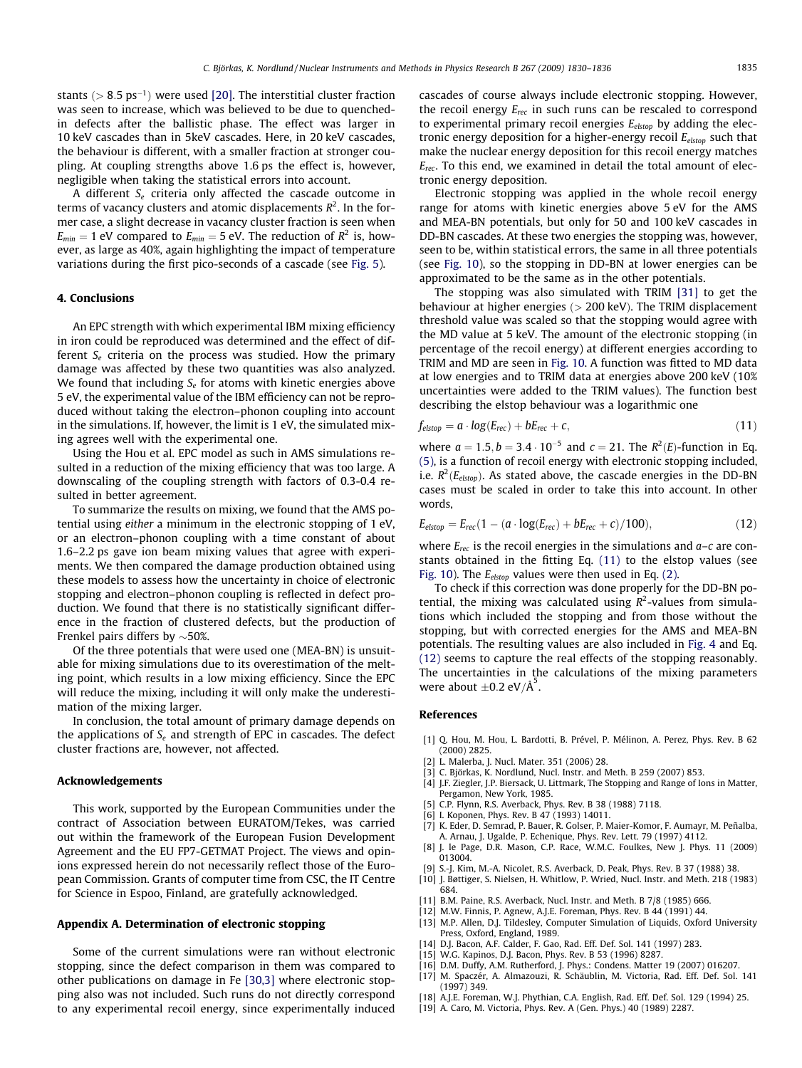stants (> 8.5 ps$^{-1}$) were used [20]. The interstitial cluster fraction was seen to increase, which was believed to be due to quenched-in defects after the ballistic phase. The effect was larger in 10 keV cascades than in 5keV cascades. Here, in 20 keV cascades, the behaviour is different, with a smaller fraction at stronger coupling. At coupling strengths above 1.6 ps the effect is, however, negligible when taking the statistical errors into account.

A different $S_e$ criteria only affected the cascade outcome in terms of vacancy clusters and atomic displacements $R^2$. In the former case, a slight decrease in vacancy cluster fraction is seen when $E_{min} = 1$ eV compared to $E_{min} = 5$ eV. The reduction of $R^2$ is, however, as large as 40%, again highlighting the impact of temperature variations during the first pico-seconds of a cascade (see Fig. 5).

## 4. Conclusions

An EPC strength with which experimental IBM mixing efficiency in iron could be reproduced was determined and the effect of different $S_e$ criteria on the process was studied. How the primary damage was affected by these two quantities was also analyzed. We found that including $S_e$ for atoms with kinetic energies above 5 eV, the experimental value of the IBM efficiency can not be reproduced without taking the electron–phonon coupling into account in the simulations. If, however, the limit is 1 eV, the simulated mixing agrees well with the experimental one.

Using the Hou et al. EPC model as such in AMS simulations resulted in a reduction of the mixing efficiency that was too large. A downscaling of the coupling strength with factors of 0.3-0.4 resulted in better agreement.

To summarize the results on mixing, we found that the AMS potential using *either* a minimum in the electronic stopping of 1 eV, or an electron–phonon coupling with a time constant of about 1.6–2.2 ps gave ion beam mixing values that agree with experiments. We then compared the damage production obtained using these models to assess how the uncertainty in choice of electronic stopping and electron–phonon coupling is reflected in defect production. We found that there is no statistically significant difference in the fraction of clustered defects, but the production of Frenkel pairs differs by ~50%.

Of the three potentials that were used one (MEA-BN) is unsuitable for mixing simulations due to its overestimation of the melting point, which results in a low mixing efficiency. Since the EPC will reduce the mixing, including it will only make the underestimation of the mixing larger.

In conclusion, the total amount of primary damage depends on the applications of $S_e$ and strength of EPC in cascades. The defect cluster fractions are, however, not affected.

## Acknowledgements

This work, supported by the European Communities under the contract of Association between EURATOM/Tekes, was carried out within the framework of the European Fusion Development Agreement and the EU FP7-GETMAT Project. The views and opinions expressed herein do not necessarily reflect those of the European Commission. Grants of computer time from CSC, the IT Centre for Science in Espoo, Finland, are gratefully acknowledged.

## Appendix A. Determination of electronic stopping

Some of the current simulations were ran without electronic stopping, since the defect comparison in them was compared to other publications on damage in Fe [30,3] where electronic stopping also was not included. Such runs do not directly correspond to any experimental recoil energy, since experimentally induced cascades of course always include electronic stopping. However, the recoil energy $E_{rec}$ in such runs can be rescaled to correspond to experimental primary recoil energies $E_{elstop}$ by adding the electronic energy deposition for a higher-energy recoil $E_{elstop}$ such that make the nuclear energy deposition for this recoil energy matches $E_{rec}$. To this end, we examined in detail the total amount of electronic energy deposition.

Electronic stopping was applied in the whole recoil energy range for atoms with kinetic energies above 5 eV for the AMS and MEA-BN potentials, but only for 50 and 100 keV cascades in DD-BN cascades. At these two energies the stopping was, however, seen to be, within statistical errors, the same in all three potentials (see Fig. 10), so the stopping in DD-BN at lower energies can be approximated to be the same as in the other potentials.

The stopping was also simulated with TRIM [31] to get the behaviour at higher energies (> 200 keV). The TRIM displacement threshold value was scaled so that the stopping would agree with the MD value at 5 keV. The amount of the electronic stopping (in percentage of the recoil energy) at different energies according to TRIM and MD are seen in Fig. 10. A function was fitted to MD data at low energies and to TRIM data at energies above 200 keV (10% uncertainties were added to the TRIM values). The function best describing the elstop behaviour was a logarithmic one

$$f_{elstop} = a \cdot \log(E_{rec}) + bE_{rec} + c, \tag{11}$$

where $a = 1.5, b = 3.4 \cdot 10^{-5}$ and $c = 21$. The $R^2(E)$-function in Eq. (5), is a function of recoil energy with electronic stopping included, i.e. $R^2(E_{elstop})$. As stated above, the cascade energies in the DD-BN cases must be scaled in order to take this into account. In other words,

$$E_{elstop} = E_{rec}(1 - (a \cdot \log(E_{rec}) + bE_{rec} + c)/100), \tag{12}$$

where $E_{rec}$ is the recoil energies in the simulations and $a$–$c$ are constants obtained in the fitting Eq. (11) to the elstop values (see Fig. 10). The $E_{elstop}$ values were then used in Eq. (2).

To check if this correction was done properly for the DD-BN potential, the mixing was calculated using $R^2$-values from simulations which included the stopping and from those without the stopping, but with corrected energies for the AMS and MEA-BN potentials. The resulting values are also included in Fig. 4 and Eq. (12) seems to capture the real effects of the stopping reasonably. The uncertainties in the calculations of the mixing parameters were about $\pm 0.2$ eV/Å$^5$.

## References

[1] Q. Hou, M. Hou, L. Bardotti, B. Prével, P. Mélinon, A. Perez, Phys. Rev. B 62 (2000) 2825.
[2] L. Malerba, J. Nucl. Mater. 351 (2006) 28.
[3] C. Björkas, K. Nordlund, Nucl. Instr. and Meth. B 259 (2007) 853.
[4] J.F. Ziegler, J.P. Biersack, U. Littmark, The Stopping and Range of Ions in Matter, Pergamon, New York, 1985.
[5] C.P. Flynn, R.S. Averback, Phys. Rev. B 38 (1988) 7118.
[6] I. Koponen, Phys. Rev. B 47 (1993) 14011.
[7] K. Eder, D. Semrad, P. Bauer, R. Golser, P. Maier-Komor, F. Aumayr, M. Peñalba, A. Arnau, J. Ugalde, P. Echenique, Phys. Rev. Lett. 79 (1997) 4112.
[8] J. le Page, D.R. Mason, C.P. Race, W.M.C. Foulkes, New J. Phys. 11 (2009) 013004.
[9] S.-J. Kim, M.-A. Nicolet, R.S. Averback, D. Peak, Phys. Rev. B 37 (1988) 38.
[10] J. Bøttiger, S. Nielsen, H. Whitlow, P. Wried, Nucl. Instr. and Meth. 218 (1983) 684.
[11] B.M. Paine, R.S. Averback, Nucl. Instr. and Meth. B 7/8 (1985) 666.
[12] M.W. Finnis, P. Agnew, A.J.E. Foreman, Phys. Rev. B 44 (1991) 44.
[13] M.P. Allen, D.J. Tildesley, Computer Simulation of Liquids, Oxford University Press, Oxford, England, 1989.
[14] D.J. Bacon, A.F. Calder, F. Gao, Rad. Eff. Def. Sol. 141 (1997) 283.
[15] W.G. Kapinos, D.J. Bacon, Phys. Rev. B 53 (1996) 8287.
[16] D.M. Duffy, A.M. Rutherford, J. Phys.: Condens. Matter 19 (2007) 016207.
[17] M. Spaczér, A. Almazouzi, R. Schäublin, M. Victoria, Rad. Eff. Def. Sol. 141 (1997) 349.
[18] A.J.E. Foreman, W.J. Phythian, C.A. English, Rad. Eff. Def. Sol. 129 (1994) 25.
[19] A. Caro, M. Victoria, Phys. Rev. A (Gen. Phys.) 40 (1989) 2287.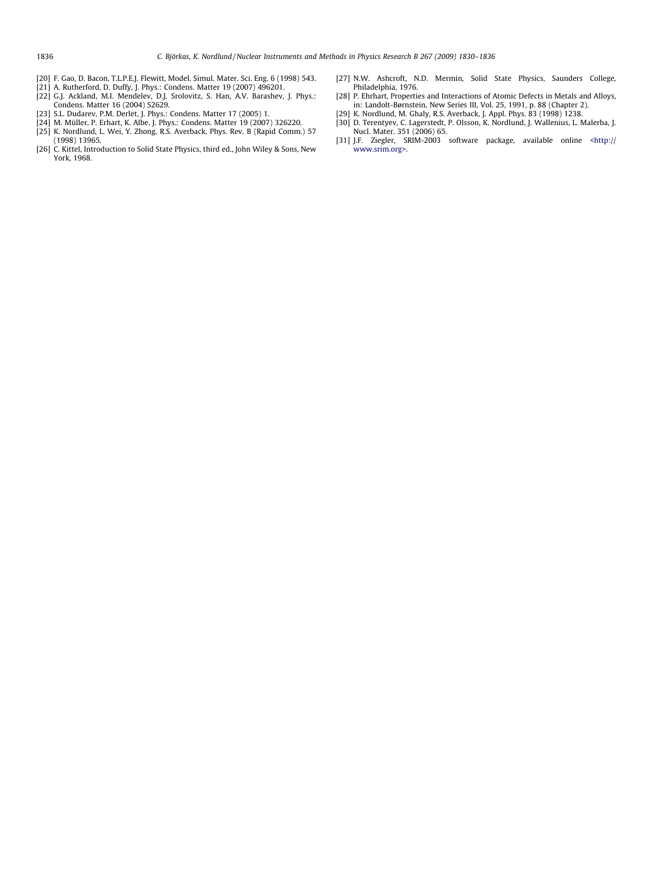[20] F. Gao, D. Bacon, T.L.P.E.J. Flewitt, Model. Simul. Mater. Sci. Eng. 6 (1998) 543.

[21] A. Rutherford, D. Duffy, J. Phys.: Condens. Matter 19 (2007) 496201.

[22] G.J. Ackland, M.I. Mendelev, D.J. Srolovitz, S. Han, A.V. Barashev, J. Phys.: Condens. Matter 16 (2004) S2629.

[23] S.L. Dudarev, P.M. Derlet, J. Phys.: Condens. Matter 17 (2005) 1.

[24] M. Müller, P. Erhart, K. Albe, J. Phys.: Condens. Matter 19 (2007) 326220.

[25] K. Nordlund, L. Wei, Y. Zhong, R.S. Averback, Phys. Rev. B (Rapid Comm.) 57 (1998) 13965.

[26] C. Kittel, Introduction to Solid State Physics, third ed., John Wiley & Sons, New York, 1968.

[27] N.W. Ashcroft, N.D. Mermin, Solid State Physics, Saunders College, Philadelphia, 1976.

[28] P. Ehrhart, Properties and Interactions of Atomic Defects in Metals and Alloys, in: Landolt-Børnstein, New Series III, Vol. 25, 1991, p. 88 (Chapter 2).

[29] K. Nordlund, M. Ghaly, R.S. Averback, J. Appl. Phys. 83 (1998) 1238.

[30] D. Terentyev, C. Lagerstedt, P. Olsson, K. Nordlund, J. Wallenius, L. Malerba, J. Nucl. Mater. 351 (2006) 65.

[31] J.F. Ziegler, SRIM-2003 software package, available online <http://www.srim.org>.